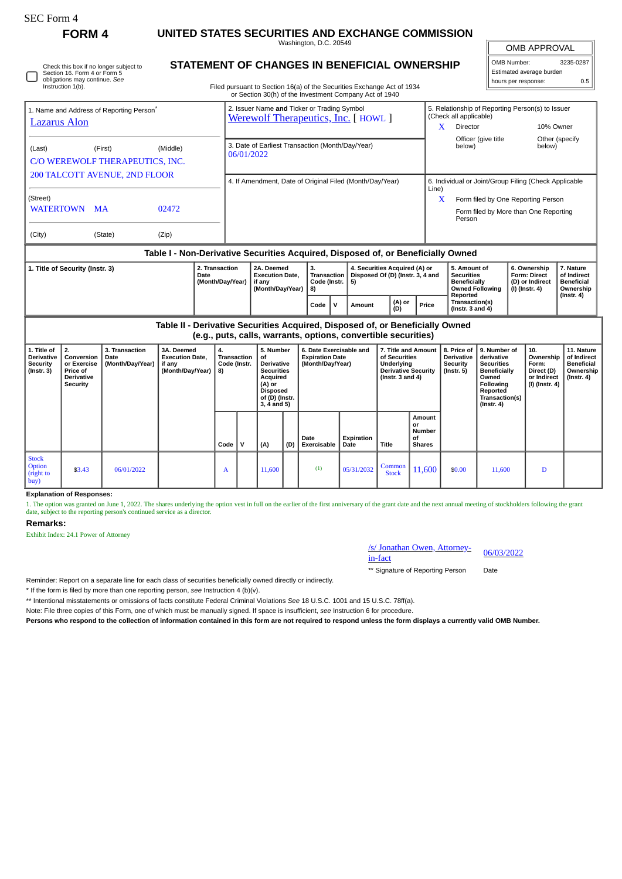SEC Form 4

# FORM 4

## UNITED STATES SECURITIES AND EXCHANGE COMMISSION

Washington, D.C. 20549

## STATEMENT OF CHANGES IN BENEFICIAL OWNERSHIP

Filed pursuant to Section 16(a) of the Securities Exchange Act of 1934 or Section 30(h) of the Investment Company Act of 1940

| OMB APPROVAL | |
|---|---|
| OMB Number: | 3235-0287 |
| Estimated average burden | |
| hours per response: | 0.5 |

☐ Check this box if no longer subject to Section 16. Form 4 or Form 5 obligations may continue. *See* Instruction 1(b).

**1. Name and Address of Reporting Person***

Lazarus Alon

(Last) (First) (Middle)

C/O WEREWOLF THERAPEUTICS, INC.
200 TALCOTT AVENUE, 2ND FLOOR

(Street)

WATERTOWN MA 02472

(City) (State) (Zip)

**2. Issuer Name and Ticker or Trading Symbol**

Werewolf Therapeutics, Inc. [ HOWL ]

**3. Date of Earliest Transaction (Month/Day/Year)**

06/01/2022

**4. If Amendment, Date of Original Filed (Month/Day/Year)**

**5. Relationship of Reporting Person(s) to Issuer (Check all applicable)**

X Director

10% Owner

Officer (give title below)

Other (specify below)

**6. Individual or Joint/Group Filing (Check Applicable Line)**

X Form filed by One Reporting Person

Form filed by More than One Reporting Person

### Table I - Non-Derivative Securities Acquired, Disposed of, or Beneficially Owned

| 1. Title of Security (Instr. 3) | 2. Transaction Date (Month/Day/Year) | 2A. Deemed Execution Date, if any (Month/Day/Year) | 3. Transaction Code (Instr. 8) | | 4. Securities Acquired (A) or Disposed Of (D) (Instr. 3, 4 and 5) | | | 5. Amount of Securities Beneficially Owned Following Reported Transaction(s) (Instr. 3 and 4) | 6. Ownership Form: Direct (D) or Indirect (I) (Instr. 4) | 7. Nature of Indirect Beneficial Ownership (Instr. 4) |
|---|---|---|---|---|---|---|---|---|---|---|
| | | | Code | V | Amount | (A) or (D) | Price | | | |

### Table II - Derivative Securities Acquired, Disposed of, or Beneficially Owned (e.g., puts, calls, warrants, options, convertible securities)

| 1. Title of Derivative Security (Instr. 3) | 2. Conversion or Exercise Price of Derivative Security | 3. Transaction Date (Month/Day/Year) | 3A. Deemed Execution Date, if any (Month/Day/Year) | 4. Transaction Code (Instr. 8) | | 5. Number of Derivative Securities Acquired (A) or Disposed of (D) (Instr. 3, 4 and 5) | | 6. Date Exercisable and Expiration Date (Month/Day/Year) | | 7. Title and Amount of Securities Underlying Derivative Security (Instr. 3 and 4) | | 8. Price of Derivative Security (Instr. 5) | 9. Number of derivative Securities Beneficially Owned Following Reported Transaction(s) (Instr. 4) | 10. Ownership Form: Direct (D) or Indirect (I) (Instr. 4) | 11. Nature of Indirect Beneficial Ownership (Instr. 4) |
|---|---|---|---|---|---|---|---|---|---|---|---|---|---|---|---|
| | | | | Code | V | (A) | (D) | Date Exercisable | Expiration Date | Title | Amount or Number of Shares | | | | |
| Stock Option (right to buy) | $3.43 | 06/01/2022 | | A | | 11,600 | | (1) | 05/31/2032 | Common Stock | 11,600 | $0.00 | 11,600 | D | |

**Explanation of Responses:**

1. The option was granted on June 1, 2022. The shares underlying the option vest in full on the earlier of the first anniversary of the grant date and the next annual meeting of stockholders following the grant date, subject to the reporting person's continued service as a director.

**Remarks:**

Exhibit Index: 24.1 Power of Attorney

/s/ Jonathan Owen, Attorney-in-fact 06/03/2022

** Signature of Reporting Person Date

Reminder: Report on a separate line for each class of securities beneficially owned directly or indirectly.

* If the form is filed by more than one reporting person, *see* Instruction 4 (b)(v).

** Intentional misstatements or omissions of facts constitute Federal Criminal Violations *See* 18 U.S.C. 1001 and 15 U.S.C. 78ff(a).

Note: File three copies of this Form, one of which must be manually signed. If space is insufficient, *see* Instruction 6 for procedure.

**Persons who respond to the collection of information contained in this form are not required to respond unless the form displays a currently valid OMB Number.**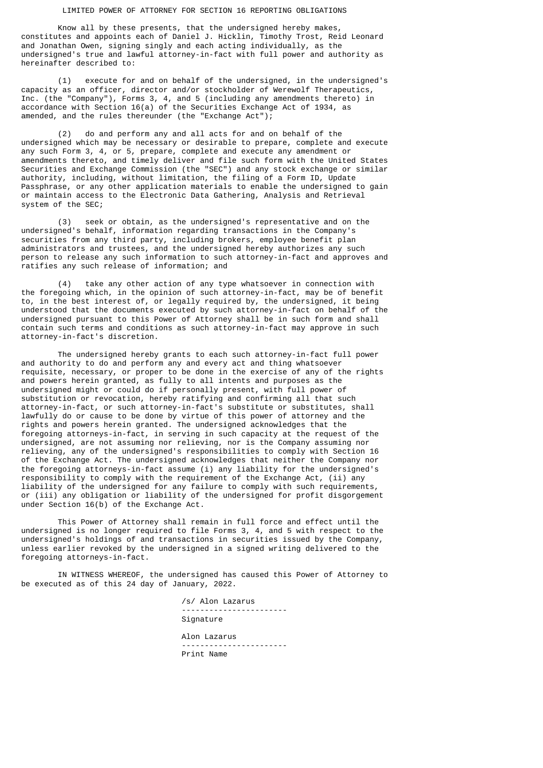# LIMITED POWER OF ATTORNEY FOR SECTION 16 REPORTING OBLIGATIONS

Know all by these presents, that the undersigned hereby makes, constitutes and appoints each of Daniel J. Hicklin, Timothy Trost, Reid Leonard and Jonathan Owen, signing singly and each acting individually, as the undersigned's true and lawful attorney-in-fact with full power and authority as hereinafter described to:

(1) execute for and on behalf of the undersigned, in the undersigned's capacity as an officer, director and/or stockholder of Werewolf Therapeutics, Inc. (the "Company"), Forms 3, 4, and 5 (including any amendments thereto) in accordance with Section 16(a) of the Securities Exchange Act of 1934, as amended, and the rules thereunder (the "Exchange Act");

(2) do and perform any and all acts for and on behalf of the undersigned which may be necessary or desirable to prepare, complete and execute any such Form 3, 4, or 5, prepare, complete and execute any amendment or amendments thereto, and timely deliver and file such form with the United States Securities and Exchange Commission (the "SEC") and any stock exchange or similar authority, including, without limitation, the filing of a Form ID, Update Passphrase, or any other application materials to enable the undersigned to gain or maintain access to the Electronic Data Gathering, Analysis and Retrieval system of the SEC;

(3) seek or obtain, as the undersigned's representative and on the undersigned's behalf, information regarding transactions in the Company's securities from any third party, including brokers, employee benefit plan administrators and trustees, and the undersigned hereby authorizes any such person to release any such information to such attorney-in-fact and approves and ratifies any such release of information; and

(4) take any other action of any type whatsoever in connection with the foregoing which, in the opinion of such attorney-in-fact, may be of benefit to, in the best interest of, or legally required by, the undersigned, it being understood that the documents executed by such attorney-in-fact on behalf of the undersigned pursuant to this Power of Attorney shall be in such form and shall contain such terms and conditions as such attorney-in-fact may approve in such attorney-in-fact's discretion.

The undersigned hereby grants to each such attorney-in-fact full power and authority to do and perform any and every act and thing whatsoever requisite, necessary, or proper to be done in the exercise of any of the rights and powers herein granted, as fully to all intents and purposes as the undersigned might or could do if personally present, with full power of substitution or revocation, hereby ratifying and confirming all that such attorney-in-fact, or such attorney-in-fact's substitute or substitutes, shall lawfully do or cause to be done by virtue of this power of attorney and the rights and powers herein granted. The undersigned acknowledges that the foregoing attorneys-in-fact, in serving in such capacity at the request of the undersigned, are not assuming nor relieving, nor is the Company assuming nor relieving, any of the undersigned's responsibilities to comply with Section 16 of the Exchange Act. The undersigned acknowledges that neither the Company nor the foregoing attorneys-in-fact assume (i) any liability for the undersigned's responsibility to comply with the requirement of the Exchange Act, (ii) any liability of the undersigned for any failure to comply with such requirements, or (iii) any obligation or liability of the undersigned for profit disgorgement under Section 16(b) of the Exchange Act.

This Power of Attorney shall remain in full force and effect until the undersigned is no longer required to file Forms 3, 4, and 5 with respect to the undersigned's holdings of and transactions in securities issued by the Company, unless earlier revoked by the undersigned in a signed writing delivered to the foregoing attorneys-in-fact.

IN WITNESS WHEREOF, the undersigned has caused this Power of Attorney to be executed as of this 24 day of January, 2022.

/s/ Alon Lazarus
-----------------------
Signature

Alon Lazarus
-----------------------
Print Name